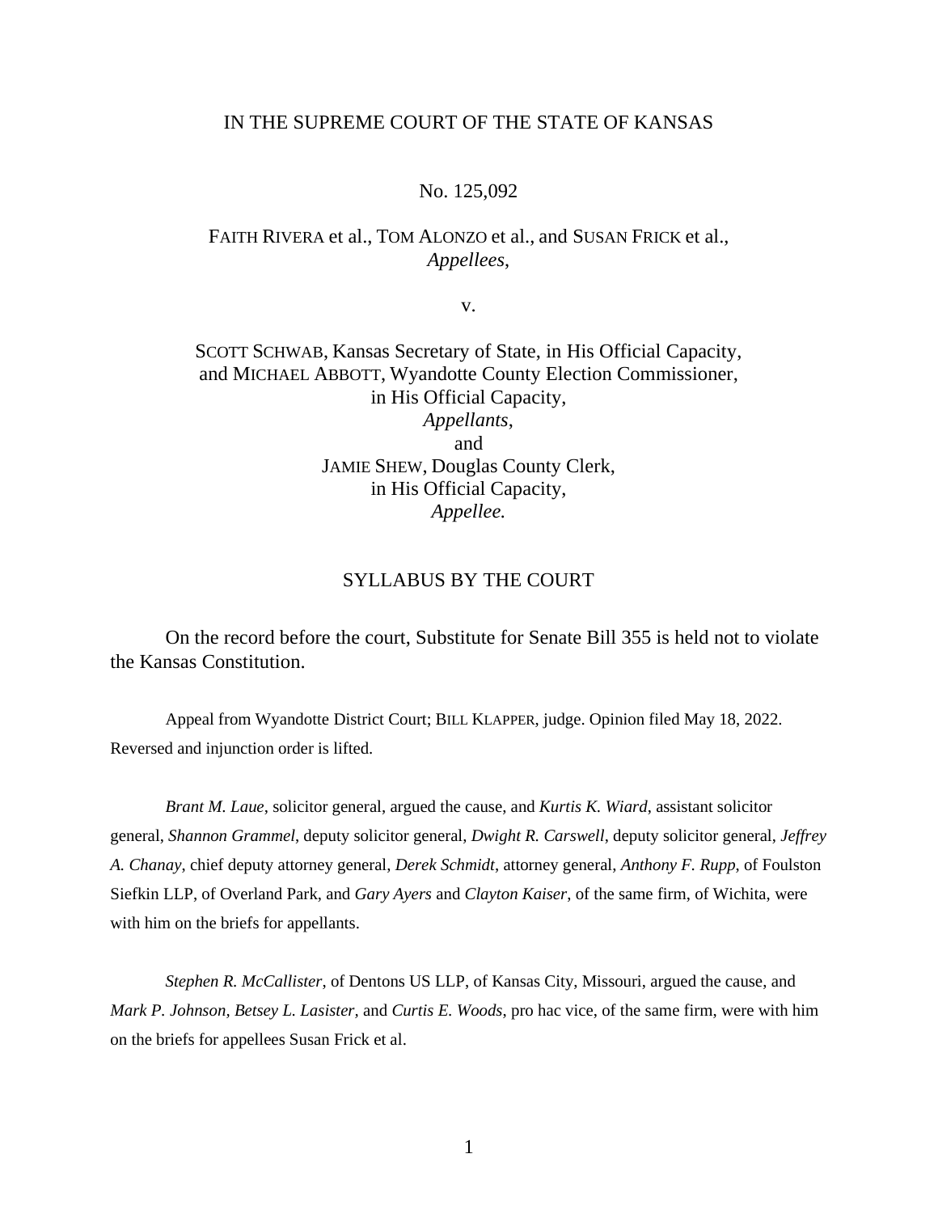IN THE SUPREME COURT OF THE STATE OF KANSAS

No. 125,092

FAITH RIVERA et al., TOM ALONZO et al., and SUSAN FRICK et al.,
*Appellees*,

v.

SCOTT SCHWAB, Kansas Secretary of State, in His Official Capacity,
and MICHAEL ABBOTT, Wyandotte County Election Commissioner,
in His Official Capacity,
*Appellants*,
and
JAMIE SHEW, Douglas County Clerk,
in His Official Capacity,
*Appellee.*

SYLLABUS BY THE COURT

On the record before the court, Substitute for Senate Bill 355 is held not to violate the Kansas Constitution.

Appeal from Wyandotte District Court; BILL KLAPPER, judge. Opinion filed May 18, 2022. Reversed and injunction order is lifted.

*Brant M. Laue*, solicitor general, argued the cause, and *Kurtis K. Wiard*, assistant solicitor general, *Shannon Grammel*, deputy solicitor general, *Dwight R. Carswell*, deputy solicitor general, *Jeffrey A. Chanay*, chief deputy attorney general, *Derek Schmidt*, attorney general, *Anthony F. Rupp*, of Foulston Siefkin LLP, of Overland Park, and *Gary Ayers* and *Clayton Kaiser*, of the same firm, of Wichita, were with him on the briefs for appellants.

*Stephen R. McCallister*, of Dentons US LLP, of Kansas City, Missouri, argued the cause, and *Mark P. Johnson, Betsey L. Lasister,* and *Curtis E. Woods*, pro hac vice, of the same firm, were with him on the briefs for appellees Susan Frick et al.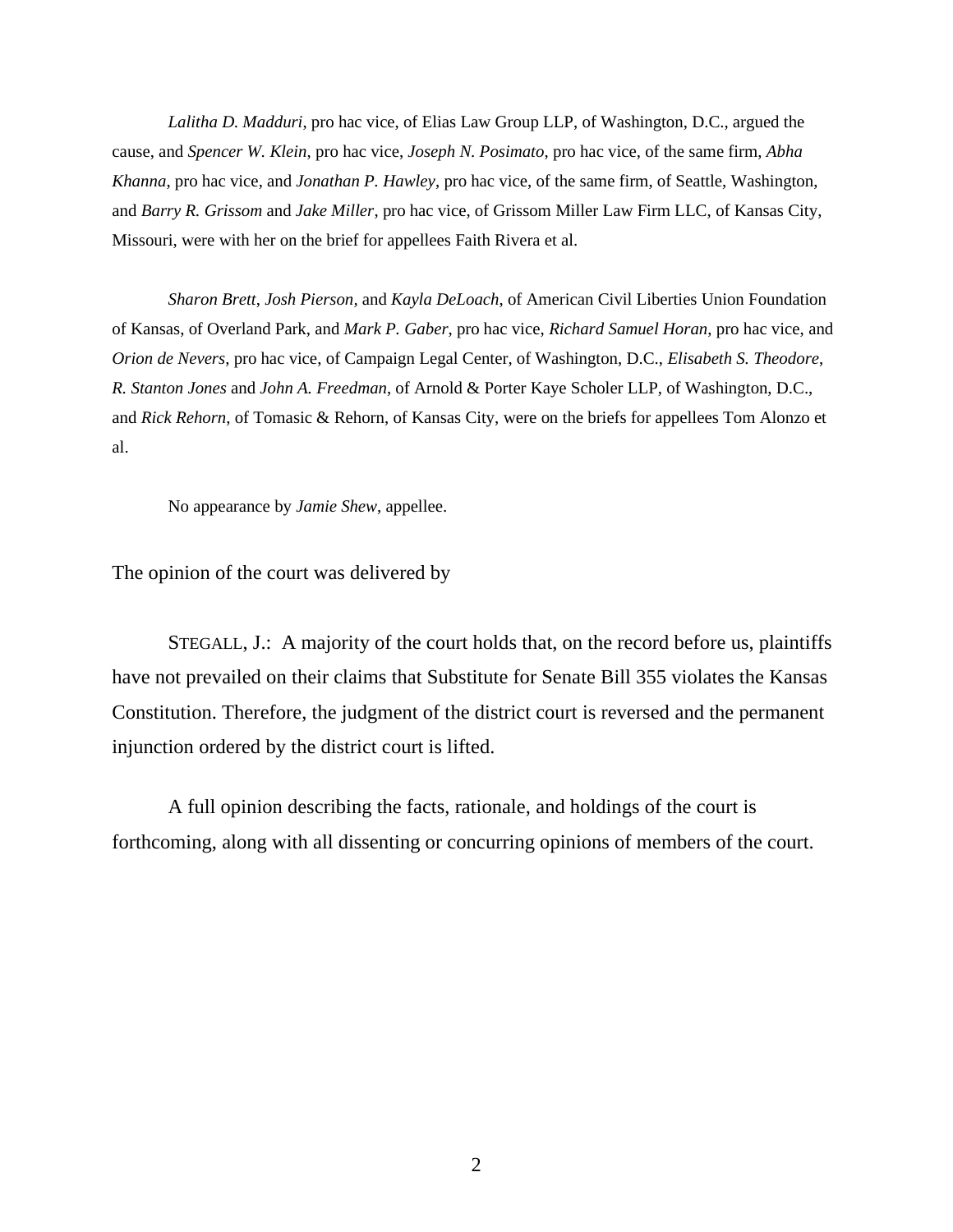*Lalitha D. Madduri*, pro hac vice, of Elias Law Group LLP, of Washington, D.C., argued the cause, and *Spencer W. Klein*, pro hac vice, *Joseph N. Posimato*, pro hac vice, of the same firm, *Abha Khanna*, pro hac vice, and *Jonathan P. Hawley*, pro hac vice, of the same firm, of Seattle, Washington, and *Barry R. Grissom* and *Jake Miller*, pro hac vice, of Grissom Miller Law Firm LLC, of Kansas City, Missouri, were with her on the brief for appellees Faith Rivera et al.

*Sharon Brett*, *Josh Pierson*, and *Kayla DeLoach*, of American Civil Liberties Union Foundation of Kansas, of Overland Park, and *Mark P. Gaber*, pro hac vice, *Richard Samuel Horan*, pro hac vice, and *Orion de Nevers*, pro hac vice, of Campaign Legal Center, of Washington, D.C., *Elisabeth S. Theodore*, *R. Stanton Jones* and *John A. Freedman*, of Arnold & Porter Kaye Scholer LLP, of Washington, D.C., and *Rick Rehorn*, of Tomasic & Rehorn, of Kansas City, were on the briefs for appellees Tom Alonzo et al.

No appearance by *Jamie Shew*, appellee.

The opinion of the court was delivered by

STEGALL, J.: A majority of the court holds that, on the record before us, plaintiffs have not prevailed on their claims that Substitute for Senate Bill 355 violates the Kansas Constitution. Therefore, the judgment of the district court is reversed and the permanent injunction ordered by the district court is lifted.

A full opinion describing the facts, rationale, and holdings of the court is forthcoming, along with all dissenting or concurring opinions of members of the court.